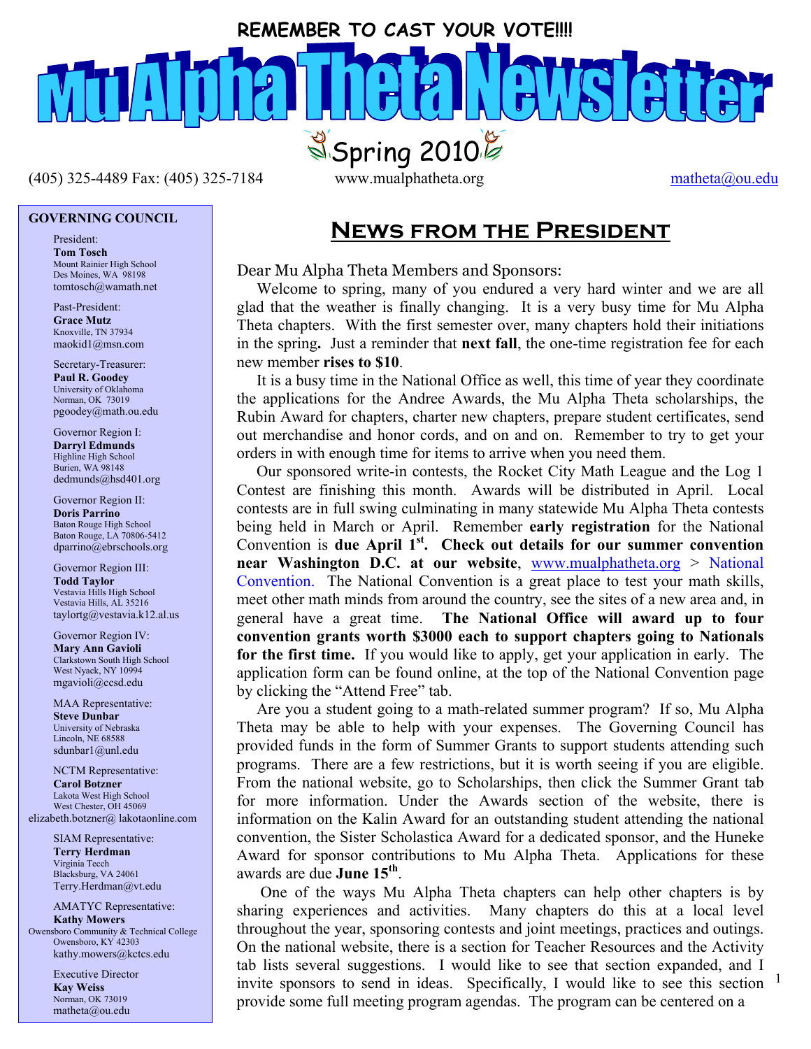REMEMBER TO CAST YOUR VOTE!!!!

# Mu Alpha Theta Newsletter

Spring 2010

(405) 325-4489 Fax: (405) 325-7184 www.mualphatheta.org matheta@ou.edu

**GOVERNING COUNCIL**

President:
**Tom Tosch**
Mount Rainier High School
Des Moines, WA 98198
tomtosch@wamath.net

Past-President:
**Grace Mutz**
Knoxville, TN 37934
maokid1@msn.com

Secretary-Treasurer:
**Paul R. Goodey**
University of Oklahoma
Norman, OK 73019
pgoodey@math.ou.edu

Governor Region I:
**Darryl Edmunds**
Highline High School
Burien, WA 98148
dedmunds@hsd401.org

Governor Region II:
**Doris Parrino**
Baton Rouge High School
Baton Rouge, LA 70806-5412
dparrino@ebrschools.org

Governor Region III:
**Todd Taylor**
Vestavia Hills High School
Vestavia Hills, AL 35216
taylortg@vestavia.k12.al.us

Governor Region IV:
**Mary Ann Gavioli**
Clarkstown South High School
West Nyack, NY 10994
mgavioli@ccsd.edu

MAA Representative:
**Steve Dunbar**
University of Nebraska
Lincoln, NE 68588
sdunbar1@unl.edu

NCTM Representative:
**Carol Botzner**
Lakota West High School
West Chester, OH 45069
elizabeth.botzner@ lakotaonline.com

SIAM Representative:
**Terry Herdman**
Virginia Teech
Blacksburg, VA 24061
Terry.Herdman@vt.edu

AMATYC Representative:
**Kathy Mowers**
Owensboro Community & Technical College
Owensboro, KY 42303
kathy.mowers@kctcs.edu

Executive Director
**Kay Weiss**
Norman, OK 73019
matheta@ou.edu

## News from the President

Dear Mu Alpha Theta Members and Sponsors:

Welcome to spring, many of you endured a very hard winter and we are all glad that the weather is finally changing. It is a very busy time for Mu Alpha Theta chapters. With the first semester over, many chapters hold their initiations in the spring**.** Just a reminder that **next fall**, the one-time registration fee for each new member **rises to $10**.

It is a busy time in the National Office as well, this time of year they coordinate the applications for the Andree Awards, the Mu Alpha Theta scholarships, the Rubin Award for chapters, charter new chapters, prepare student certificates, send out merchandise and honor cords, and on and on. Remember to try to get your orders in with enough time for items to arrive when you need them.

Our sponsored write-in contests, the Rocket City Math League and the Log 1 Contest are finishing this month. Awards will be distributed in April. Local contests are in full swing culminating in many statewide Mu Alpha Theta contests being held in March or April. Remember **early registration** for the National Convention is **due April 1st. Check out details for our summer convention near Washington D.C. at our website**, www.mualphatheta.org > National Convention. The National Convention is a great place to test your math skills, meet other math minds from around the country, see the sites of a new area and, in general have a great time. **The National Office will award up to four convention grants worth $3000 each to support chapters going to Nationals for the first time.** If you would like to apply, get your application in early. The application form can be found online, at the top of the National Convention page by clicking the "Attend Free" tab.

Are you a student going to a math-related summer program? If so, Mu Alpha Theta may be able to help with your expenses. The Governing Council has provided funds in the form of Summer Grants to support students attending such programs. There are a few restrictions, but it is worth seeing if you are eligible. From the national website, go to Scholarships, then click the Summer Grant tab for more information. Under the Awards section of the website, there is information on the Kalin Award for an outstanding student attending the national convention, the Sister Scholastica Award for a dedicated sponsor, and the Huneke Award for sponsor contributions to Mu Alpha Theta. Applications for these awards are due **June 15th**.

One of the ways Mu Alpha Theta chapters can help other chapters is by sharing experiences and activities. Many chapters do this at a local level throughout the year, sponsoring contests and joint meetings, practices and outings. On the national website, there is a section for Teacher Resources and the Activity tab lists several suggestions. I would like to see that section expanded, and I invite sponsors to send in ideas. Specifically, I would like to see this section provide some full meeting program agendas. The program can be centered on a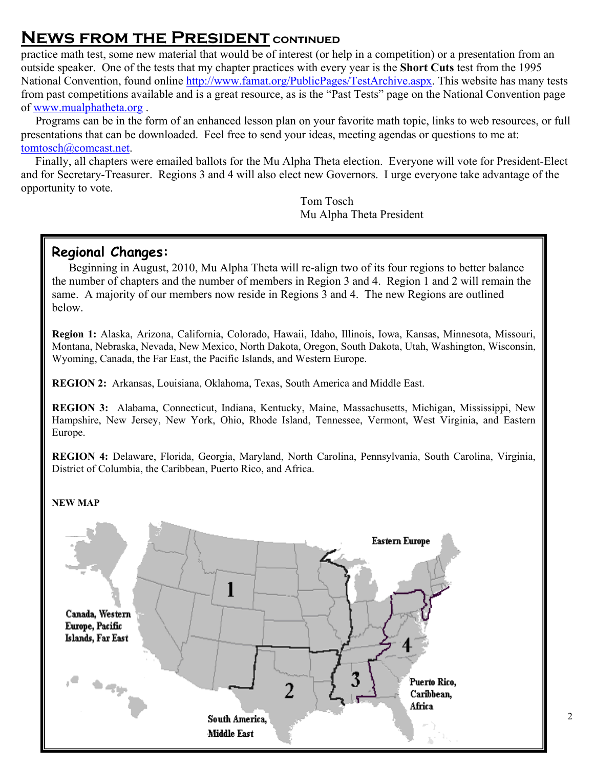## News from the President continued

practice math test, some new material that would be of interest (or help in a competition) or a presentation from an outside speaker. One of the tests that my chapter practices with every year is the **Short Cuts** test from the 1995 National Convention, found online http://www.famat.org/PublicPages/TestArchive.aspx. This website has many tests from past competitions available and is a great resource, as is the "Past Tests" page on the National Convention page of www.mualphatheta.org .

Programs can be in the form of an enhanced lesson plan on your favorite math topic, links to web resources, or full presentations that can be downloaded. Feel free to send your ideas, meeting agendas or questions to me at: tomtosch@comcast.net.

Finally, all chapters were emailed ballots for the Mu Alpha Theta election. Everyone will vote for President-Elect and for Secretary-Treasurer. Regions 3 and 4 will also elect new Governors. I urge everyone take advantage of the opportunity to vote.

Tom Tosch
Mu Alpha Theta President

### Regional Changes:

Beginning in August, 2010, Mu Alpha Theta will re-align two of its four regions to better balance the number of chapters and the number of members in Region 3 and 4. Region 1 and 2 will remain the same. A majority of our members now reside in Regions 3 and 4. The new Regions are outlined below.

**Region 1:** Alaska, Arizona, California, Colorado, Hawaii, Idaho, Illinois, Iowa, Kansas, Minnesota, Missouri, Montana, Nebraska, Nevada, New Mexico, North Dakota, Oregon, South Dakota, Utah, Washington, Wisconsin, Wyoming, Canada, the Far East, the Pacific Islands, and Western Europe.

**REGION 2:** Arkansas, Louisiana, Oklahoma, Texas, South America and Middle East.

**REGION 3:** Alabama, Connecticut, Indiana, Kentucky, Maine, Massachusetts, Michigan, Mississippi, New Hampshire, New Jersey, New York, Ohio, Rhode Island, Tennessee, Vermont, West Virginia, and Eastern Europe.

**REGION 4:** Delaware, Florida, Georgia, Maryland, North Carolina, Pennsylvania, South Carolina, Virginia, District of Columbia, the Caribbean, Puerto Rico, and Africa.

**NEW MAP**

Eastern Europe

Canada, Western Europe, Pacific Islands, Far East

1

2

3

4

Puerto Rico, Caribbean, Africa

South America, Middle East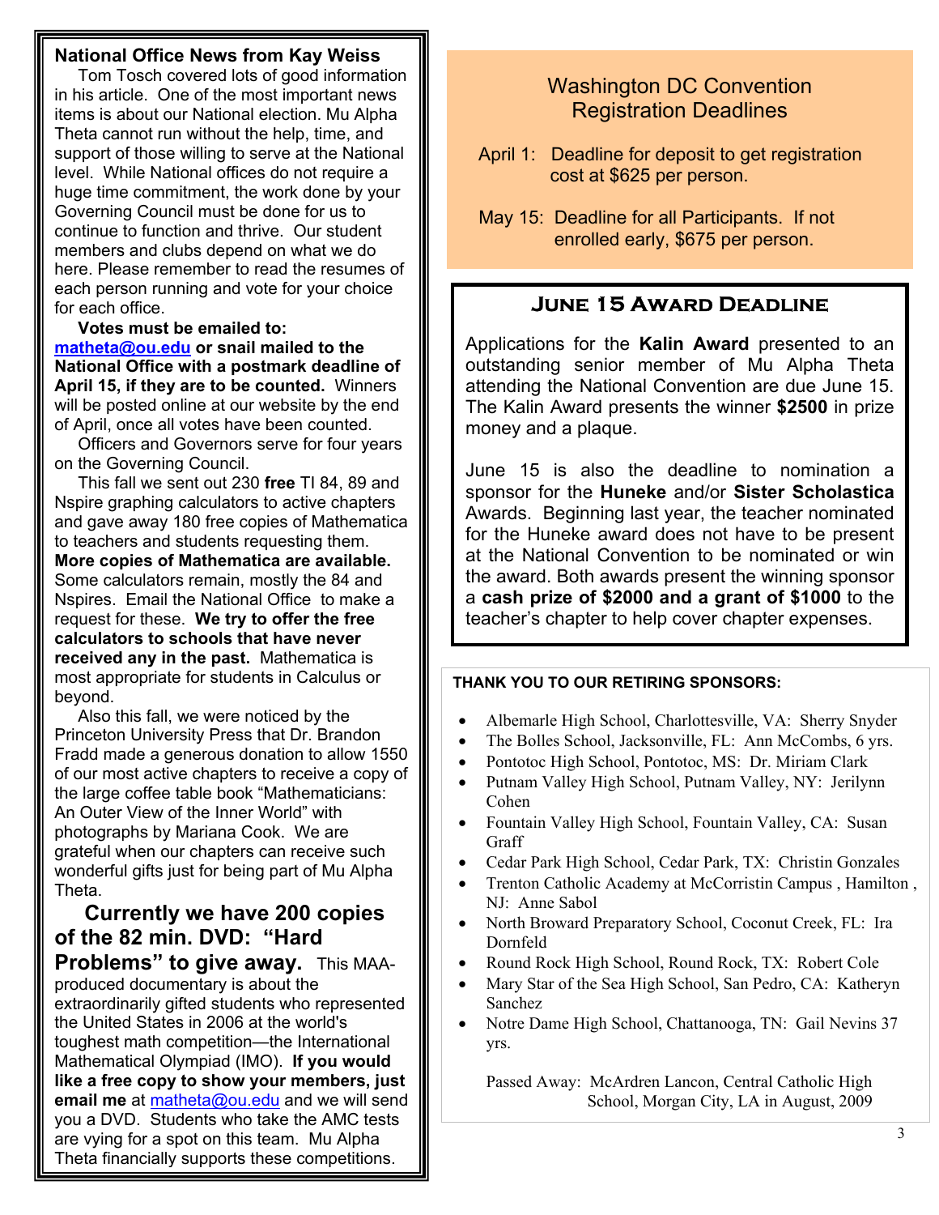## National Office News from Kay Weiss

Tom Tosch covered lots of good information in his article. One of the most important news items is about our National election. Mu Alpha Theta cannot run without the help, time, and support of those willing to serve at the National level. While National offices do not require a huge time commitment, the work done by your Governing Council must be done for us to continue to function and thrive. Our student members and clubs depend on what we do here. Please remember to read the resumes of each person running and vote for your choice for each office.

**Votes must be emailed to: matheta@ou.edu or snail mailed to the National Office with a postmark deadline of April 15, if they are to be counted.** Winners will be posted online at our website by the end of April, once all votes have been counted.

Officers and Governors serve for four years on the Governing Council.

This fall we sent out 230 **free** TI 84, 89 and Nspire graphing calculators to active chapters and gave away 180 free copies of Mathematica to teachers and students requesting them. **More copies of Mathematica are available.** Some calculators remain, mostly the 84 and Nspires. Email the National Office to make a request for these. **We try to offer the free calculators to schools that have never received any in the past.** Mathematica is most appropriate for students in Calculus or beyond.

Also this fall, we were noticed by the Princeton University Press that Dr. Brandon Fradd made a generous donation to allow 1550 of our most active chapters to receive a copy of the large coffee table book "Mathematicians: An Outer View of the Inner World" with photographs by Mariana Cook. We are grateful when our chapters can receive such wonderful gifts just for being part of Mu Alpha Theta.

**Currently we have 200 copies of the 82 min. DVD: "Hard Problems" to give away.** This MAA-produced documentary is about the extraordinarily gifted students who represented the United States in 2006 at the world's toughest math competition—the International Mathematical Olympiad (IMO). **If you would like a free copy to show your members, just email me** at matheta@ou.edu and we will send you a DVD. Students who take the AMC tests are vying for a spot on this team. Mu Alpha Theta financially supports these competitions.

## Washington DC Convention Registration Deadlines

April 1: Deadline for deposit to get registration cost at $625 per person.

May 15: Deadline for all Participants. If not enrolled early, $675 per person.

## June 15 Award Deadline

Applications for the **Kalin Award** presented to an outstanding senior member of Mu Alpha Theta attending the National Convention are due June 15. The Kalin Award presents the winner **$2500** in prize money and a plaque.

June 15 is also the deadline to nomination a sponsor for the **Huneke** and/or **Sister Scholastica** Awards. Beginning last year, the teacher nominated for the Huneke award does not have to be present at the National Convention to be nominated or win the award. Both awards present the winning sponsor a **cash prize of $2000 and a grant of $1000** to the teacher's chapter to help cover chapter expenses.

**THANK YOU TO OUR RETIRING SPONSORS:**

- Albemarle High School, Charlottesville, VA: Sherry Snyder
- The Bolles School, Jacksonville, FL: Ann McCombs, 6 yrs.
- Pontotoc High School, Pontotoc, MS: Dr. Miriam Clark
- Putnam Valley High School, Putnam Valley, NY: Jerilynn Cohen
- Fountain Valley High School, Fountain Valley, CA: Susan Graff
- Cedar Park High School, Cedar Park, TX: Christin Gonzales
- Trenton Catholic Academy at McCorristin Campus , Hamilton , NJ: Anne Sabol
- North Broward Preparatory School, Coconut Creek, FL: Ira Dornfeld
- Round Rock High School, Round Rock, TX: Robert Cole
- Mary Star of the Sea High School, San Pedro, CA: Katheryn Sanchez
- Notre Dame High School, Chattanooga, TN: Gail Nevins 37 yrs.

Passed Away: McArdren Lancon, Central Catholic High School, Morgan City, LA in August, 2009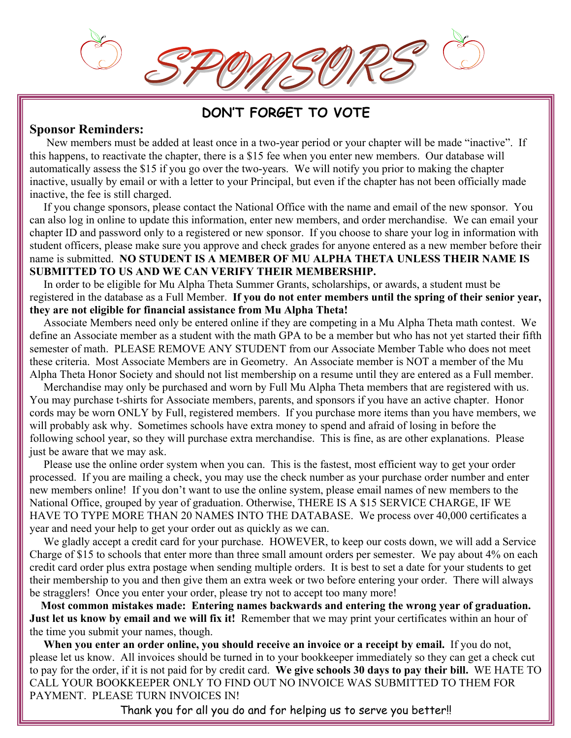# SPONSORS

## DON'T FORGET TO VOTE

**Sponsor Reminders:**

New members must be added at least once in a two-year period or your chapter will be made "inactive". If this happens, to reactivate the chapter, there is a $15 fee when you enter new members. Our database will automatically assess the $15 if you go over the two-years. We will notify you prior to making the chapter inactive, usually by email or with a letter to your Principal, but even if the chapter has not been officially made inactive, the fee is still charged.

If you change sponsors, please contact the National Office with the name and email of the new sponsor. You can also log in online to update this information, enter new members, and order merchandise. We can email your chapter ID and password only to a registered or new sponsor. If you choose to share your log in information with student officers, please make sure you approve and check grades for anyone entered as a new member before their name is submitted. **NO STUDENT IS A MEMBER OF MU ALPHA THETA UNLESS THEIR NAME IS SUBMITTED TO US AND WE CAN VERIFY THEIR MEMBERSHIP.**

In order to be eligible for Mu Alpha Theta Summer Grants, scholarships, or awards, a student must be registered in the database as a Full Member. **If you do not enter members until the spring of their senior year, they are not eligible for financial assistance from Mu Alpha Theta!**

Associate Members need only be entered online if they are competing in a Mu Alpha Theta math contest. We define an Associate member as a student with the math GPA to be a member but who has not yet started their fifth semester of math. PLEASE REMOVE ANY STUDENT from our Associate Member Table who does not meet these criteria. Most Associate Members are in Geometry. An Associate member is NOT a member of the Mu Alpha Theta Honor Society and should not list membership on a resume until they are entered as a Full member.

Merchandise may only be purchased and worn by Full Mu Alpha Theta members that are registered with us. You may purchase t-shirts for Associate members, parents, and sponsors if you have an active chapter. Honor cords may be worn ONLY by Full, registered members. If you purchase more items than you have members, we will probably ask why. Sometimes schools have extra money to spend and afraid of losing in before the following school year, so they will purchase extra merchandise. This is fine, as are other explanations. Please just be aware that we may ask.

Please use the online order system when you can. This is the fastest, most efficient way to get your order processed. If you are mailing a check, you may use the check number as your purchase order number and enter new members online! If you don't want to use the online system, please email names of new members to the National Office, grouped by year of graduation. Otherwise, THERE IS A $15 SERVICE CHARGE, IF WE HAVE TO TYPE MORE THAN 20 NAMES INTO THE DATABASE. We process over 40,000 certificates a year and need your help to get your order out as quickly as we can.

We gladly accept a credit card for your purchase. HOWEVER, to keep our costs down, we will add a Service Charge of $15 to schools that enter more than three small amount orders per semester. We pay about 4% on each credit card order plus extra postage when sending multiple orders. It is best to set a date for your students to get their membership to you and then give them an extra week or two before entering your order. There will always be stragglers! Once you enter your order, please try not to accept too many more!

**Most common mistakes made: Entering names backwards and entering the wrong year of graduation. Just let us know by email and we will fix it!** Remember that we may print your certificates within an hour of the time you submit your names, though.

**When you enter an order online, you should receive an invoice or a receipt by email.** If you do not, please let us know. All invoices should be turned in to your bookkeeper immediately so they can get a check cut to pay for the order, if it is not paid for by credit card. **We give schools 30 days to pay their bill.** WE HATE TO CALL YOUR BOOKKEEPER ONLY TO FIND OUT NO INVOICE WAS SUBMITTED TO THEM FOR PAYMENT. PLEASE TURN INVOICES IN!

Thank you for all you do and for helping us to serve you better!!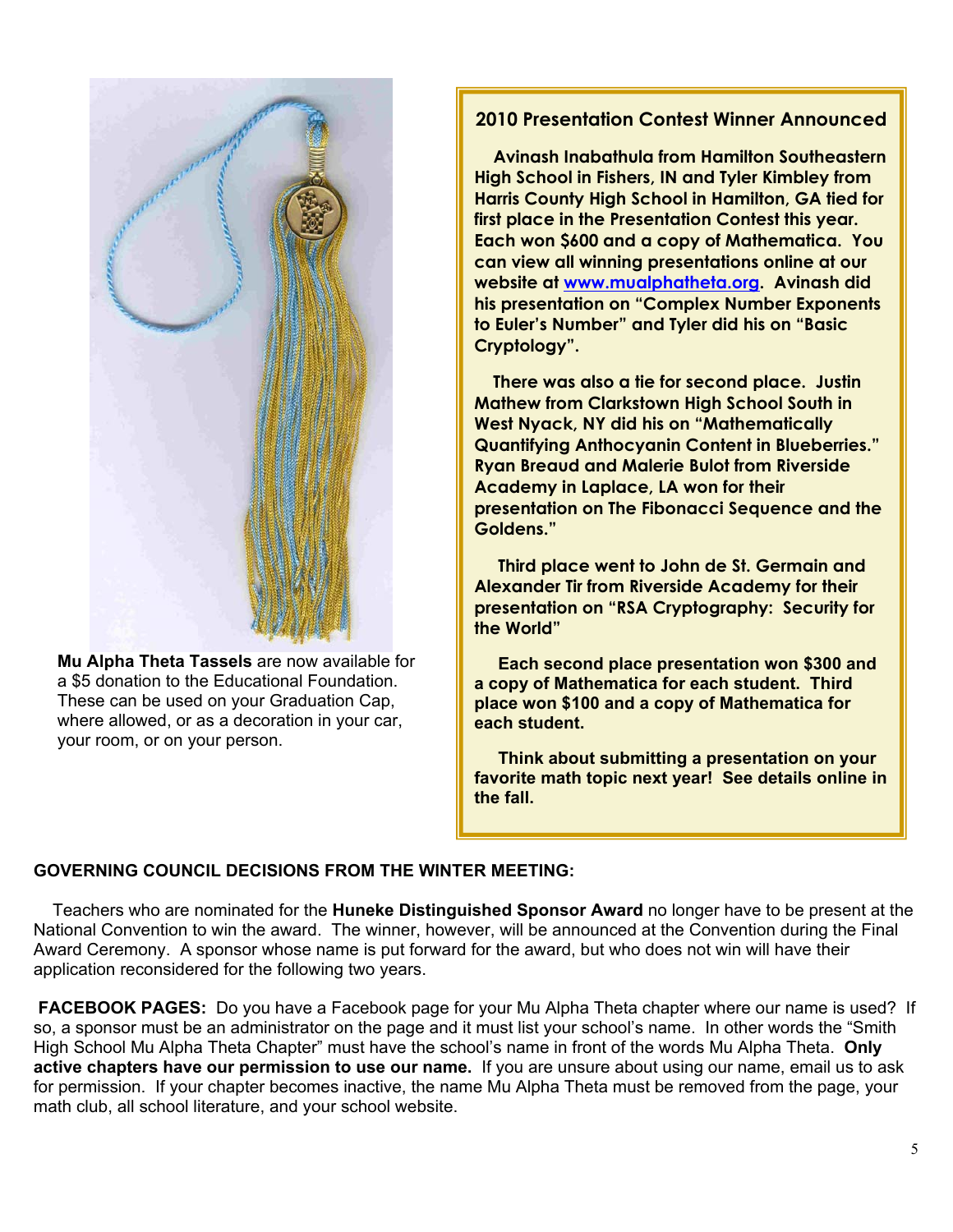**Mu Alpha Theta Tassels** are now available for a $5 donation to the Educational Foundation. These can be used on your Graduation Cap, where allowed, or as a decoration in your car, your room, or on your person.

## 2010 Presentation Contest Winner Announced

**Avinash Inabathula from Hamilton Southeastern High School in Fishers, IN and Tyler Kimbley from Harris County High School in Hamilton, GA tied for first place in the Presentation Contest this year. Each won $600 and a copy of Mathematica. You can view all winning presentations online at our website at [www.mualphatheta.org](http://www.mualphatheta.org). Avinash did his presentation on "Complex Number Exponents to Euler's Number" and Tyler did his on "Basic Cryptology".**

**There was also a tie for second place. Justin Mathew from Clarkstown High School South in West Nyack, NY did his on "Mathematically Quantifying Anthocyanin Content in Blueberries." Ryan Breaud and Malerie Bulot from Riverside Academy in Laplace, LA won for their presentation on The Fibonacci Sequence and the Goldens."**

**Third place went to John de St. Germain and Alexander Tir from Riverside Academy for their presentation on "RSA Cryptography: Security for the World"**

**Each second place presentation won $300 and a copy of Mathematica for each student. Third place won $100 and a copy of Mathematica for each student.**

**Think about submitting a presentation on your favorite math topic next year! See details online in the fall.**

**GOVERNING COUNCIL DECISIONS FROM THE WINTER MEETING:**

Teachers who are nominated for the **Huneke Distinguished Sponsor Award** no longer have to be present at the National Convention to win the award. The winner, however, will be announced at the Convention during the Final Award Ceremony. A sponsor whose name is put forward for the award, but who does not win will have their application reconsidered for the following two years.

**FACEBOOK PAGES:** Do you have a Facebook page for your Mu Alpha Theta chapter where our name is used? If so, a sponsor must be an administrator on the page and it must list your school's name. In other words the "Smith High School Mu Alpha Theta Chapter" must have the school's name in front of the words Mu Alpha Theta. **Only active chapters have our permission to use our name.** If you are unsure about using our name, email us to ask for permission. If your chapter becomes inactive, the name Mu Alpha Theta must be removed from the page, your math club, all school literature, and your school website.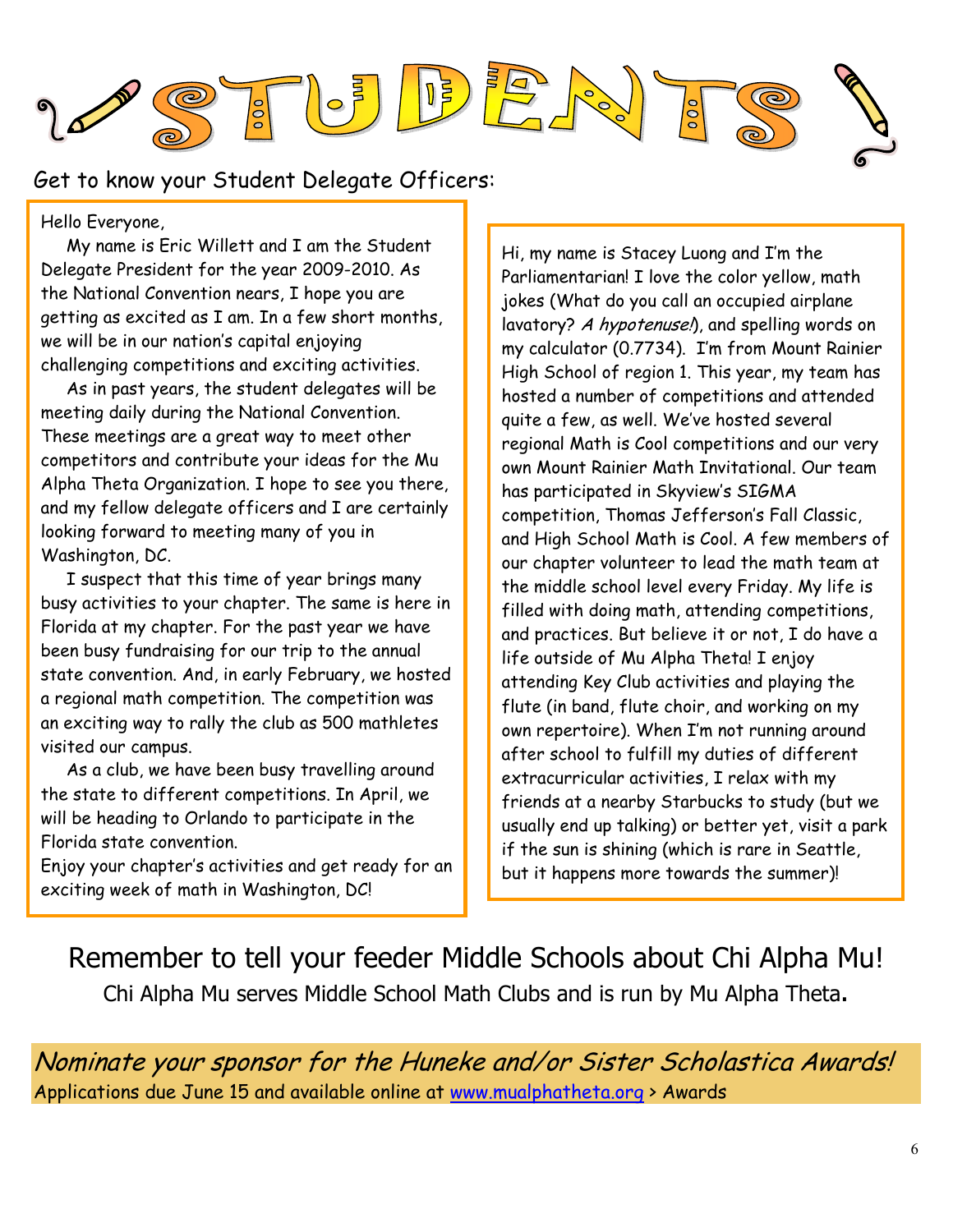# STUDENTS

Get to know your Student Delegate Officers:

Hello Everyone,

My name is Eric Willett and I am the Student Delegate President for the year 2009-2010. As the National Convention nears, I hope you are getting as excited as I am. In a few short months, we will be in our nation's capital enjoying challenging competitions and exciting activities.

As in past years, the student delegates will be meeting daily during the National Convention. These meetings are a great way to meet other competitors and contribute your ideas for the Mu Alpha Theta Organization. I hope to see you there, and my fellow delegate officers and I are certainly looking forward to meeting many of you in Washington, DC.

I suspect that this time of year brings many busy activities to your chapter. The same is here in Florida at my chapter. For the past year we have been busy fundraising for our trip to the annual state convention. And, in early February, we hosted a regional math competition. The competition was an exciting way to rally the club as 500 mathletes visited our campus.

As a club, we have been busy travelling around the state to different competitions. In April, we will be heading to Orlando to participate in the Florida state convention.

Enjoy your chapter's activities and get ready for an exciting week of math in Washington, DC!

Hi, my name is Stacey Luong and I'm the Parliamentarian! I love the color yellow, math jokes (What do you call an occupied airplane lavatory? *A hypotenuse!*), and spelling words on my calculator (0.7734). I'm from Mount Rainier High School of region 1. This year, my team has hosted a number of competitions and attended quite a few, as well. We've hosted several regional Math is Cool competitions and our very own Mount Rainier Math Invitational. Our team has participated in Skyview's SIGMA competition, Thomas Jefferson's Fall Classic, and High School Math is Cool. A few members of our chapter volunteer to lead the math team at the middle school level every Friday. My life is filled with doing math, attending competitions, and practices. But believe it or not, I do have a life outside of Mu Alpha Theta! I enjoy attending Key Club activities and playing the flute (in band, flute choir, and working on my own repertoire). When I'm not running around after school to fulfill my duties of different extracurricular activities, I relax with my friends at a nearby Starbucks to study (but we usually end up talking) or better yet, visit a park if the sun is shining (which is rare in Seattle, but it happens more towards the summer)!

## Remember to tell your feeder Middle Schools about Chi Alpha Mu!

Chi Alpha Mu serves Middle School Math Clubs and is run by Mu Alpha Theta.

*Nominate your sponsor for the Huneke and/or Sister Scholastica Awards!*

Applications due June 15 and available online at www.mualphatheta.org > Awards